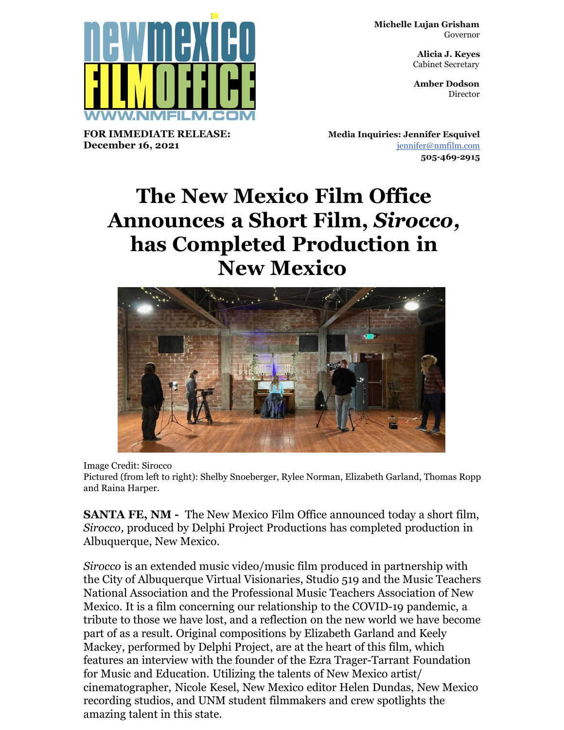Michelle Lujan Grisham
Governor

Alicia J. Keyes
Cabinet Secretary

Amber Dodson
Director

**FOR IMMEDIATE RELEASE:**
**December 16, 2021**

**Media Inquiries: Jennifer Esquivel**
jennifer@nmfilm.com
**505-469-2915**

# The New Mexico Film Office Announces a Short Film, *Sirocco*, has Completed Production in New Mexico

Image Credit: Sirocco
Pictured (from left to right): Shelby Snoeberger, Rylee Norman, Elizabeth Garland, Thomas Ropp and Raina Harper.

**SANTA FE, NM -** The New Mexico Film Office announced today a short film, *Sirocco,* produced by Delphi Project Productions has completed production in Albuquerque, New Mexico.

*Sirocco* is an extended music video/music film produced in partnership with the City of Albuquerque Virtual Visionaries, Studio 519 and the Music Teachers National Association and the Professional Music Teachers Association of New Mexico. It is a film concerning our relationship to the COVID-19 pandemic, a tribute to those we have lost, and a reflection on the new world we have become part of as a result. Original compositions by Elizabeth Garland and Keely Mackey, performed by Delphi Project, are at the heart of this film, which features an interview with the founder of the Ezra Trager-Tarrant Foundation for Music and Education. Utilizing the talents of New Mexico artist/ cinematographer, Nicole Kesel, New Mexico editor Helen Dundas, New Mexico recording studios, and UNM student filmmakers and crew spotlights the amazing talent in this state.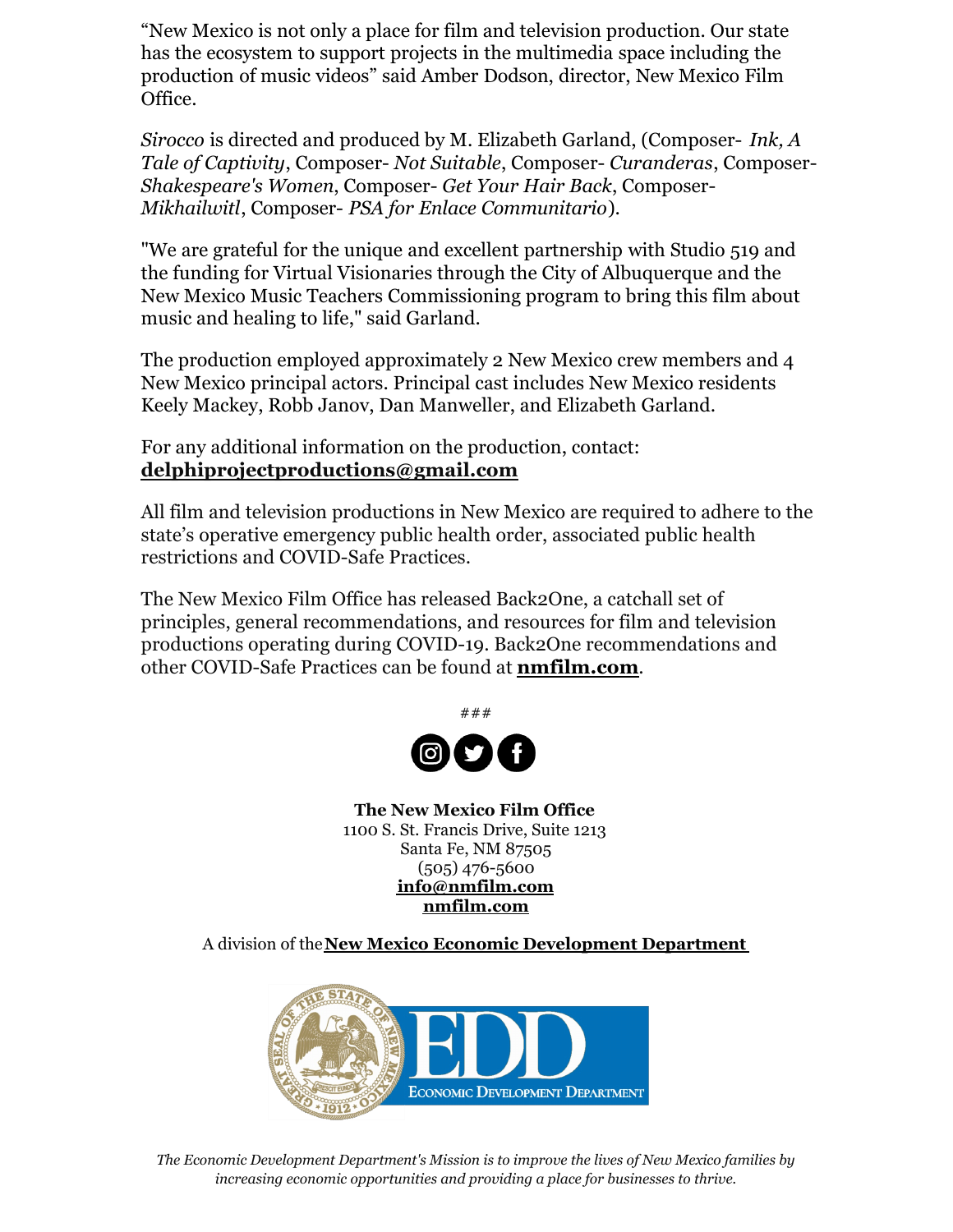"New Mexico is not only a place for film and television production. Our state has the ecosystem to support projects in the multimedia space including the production of music videos" said Amber Dodson, director, New Mexico Film Office.

*Sirocco* is directed and produced by M. Elizabeth Garland, (Composer- *Ink, A Tale of Captivity*, Composer- *Not Suitable*, Composer- *Curanderas*, Composer- *Shakespeare's Women*, Composer- *Get Your Hair Back*, Composer- *Mikhailwitl*, Composer- *PSA for Enlace Communitario*).

"We are grateful for the unique and excellent partnership with Studio 519 and the funding for Virtual Visionaries through the City of Albuquerque and the New Mexico Music Teachers Commissioning program to bring this film about music and healing to life," said Garland.

The production employed approximately 2 New Mexico crew members and 4 New Mexico principal actors. Principal cast includes New Mexico residents Keely Mackey, Robb Janov, Dan Manweller, and Elizabeth Garland.

For any additional information on the production, contact: **delphiprojectproductions@gmail.com**

All film and television productions in New Mexico are required to adhere to the state's operative emergency public health order, associated public health restrictions and COVID-Safe Practices.

The New Mexico Film Office has released Back2One, a catchall set of principles, general recommendations, and resources for film and television productions operating during COVID-19. Back2One recommendations and other COVID-Safe Practices can be found at **nmfilm.com**.

###

**The New Mexico Film Office**
1100 S. St. Francis Drive, Suite 1213
Santa Fe, NM 87505
(505) 476-5600
**info@nmfilm.com**
**nmfilm.com**

A division of the **New Mexico Economic Development Department**

*The Economic Development Department's Mission is to improve the lives of New Mexico families by increasing economic opportunities and providing a place for businesses to thrive.*